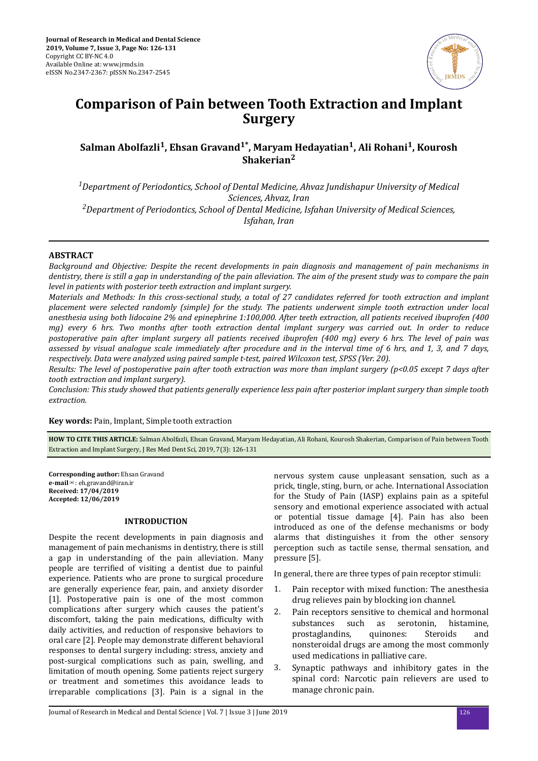# Comparison of Pain between Tooth Extraction and Implant Surgery

**Salman Abolfazli[1], Ehsan Gravand[1*], Maryam Hedayatian[1], Ali Rohani[1], Kourosh Shakerian[2]**

*[1]Department of Periodontics, School of Dental Medicine, Ahvaz Jundishapur University of Medical Sciences, Ahvaz, Iran*

*[2]Department of Periodontics, School of Dental Medicine, Isfahan University of Medical Sciences, Isfahan, Iran*

## ABSTRACT

*Background and Objective: Despite the recent developments in pain diagnosis and management of pain mechanisms in dentistry, there is still a gap in understanding of the pain alleviation. The aim of the present study was to compare the pain level in patients with posterior teeth extraction and implant surgery.*

*Materials and Methods: In this cross-sectional study, a total of 27 candidates referred for tooth extraction and implant placement were selected randomly (simple) for the study. The patients underwent simple tooth extraction under local anesthesia using both lidocaine 2% and epinephrine 1:100,000. After teeth extraction, all patients received ibuprofen (400 mg) every 6 hrs. Two months after tooth extraction dental implant surgery was carried out. In order to reduce postoperative pain after implant surgery all patients received ibuprofen (400 mg) every 6 hrs. The level of pain was assessed by visual analogue scale immediately after procedure and in the interval time of 6 hrs, and 1, 3, and 7 days, respectively. Data were analyzed using paired sample t-test, paired Wilcoxon test, SPSS (Ver. 20).*

*Results: The level of postoperative pain after tooth extraction was more than implant surgery (p<0.05 except 7 days after tooth extraction and implant surgery).*

*Conclusion: This study showed that patients generally experience less pain after posterior implant surgery than simple tooth extraction.*

**Key words:** Pain, Implant, Simple tooth extraction

**HOW TO CITE THIS ARTICLE:** Salman Abolfazli, Ehsan Gravand, Maryam Hedayatian, Ali Rohani, Kourosh Shakerian, Comparison of Pain between Tooth Extraction and Implant Surgery, J Res Med Dent Sci, 2019, 7(3): 126-131

**Corresponding author:** Ehsan Gravand
**e-mail**✉: eh.gravand@iran.ir
**Received: 17/04/2019**
**Accepted: 12/06/2019**

## INTRODUCTION

Despite the recent developments in pain diagnosis and management of pain mechanisms in dentistry, there is still a gap in understanding of the pain alleviation. Many people are terrified of visiting a dentist due to painful experience. Patients who are prone to surgical procedure are generally experience fear, pain, and anxiety disorder [1]. Postoperative pain is one of the most common complications after surgery which causes the patient's discomfort, taking the pain medications, difficulty with daily activities, and reduction of responsive behaviors to oral care [2]. People may demonstrate different behavioral responses to dental surgery including: stress, anxiety and post-surgical complications such as pain, swelling, and limitation of mouth opening. Some patients reject surgery or treatment and sometimes this avoidance leads to irreparable complications [3]. Pain is a signal in the nervous system cause unpleasant sensation, such as a prick, tingle, sting, burn, or ache. International Association for the Study of Pain (IASP) explains pain as a spiteful sensory and emotional experience associated with actual or potential tissue damage [4]. Pain has also been introduced as one of the defense mechanisms or body alarms that distinguishes it from the other sensory perception such as tactile sense, thermal sensation, and pressure [5].

In general, there are three types of pain receptor stimuli:

1. Pain receptor with mixed function: The anesthesia drug relieves pain by blocking ion channel.
2. Pain receptors sensitive to chemical and hormonal substances such as serotonin, histamine, prostaglandins, quinones: Steroids and nonsteroidal drugs are among the most commonly used medications in palliative care.
3. Synaptic pathways and inhibitory gates in the spinal cord: Narcotic pain relievers are used to manage chronic pain.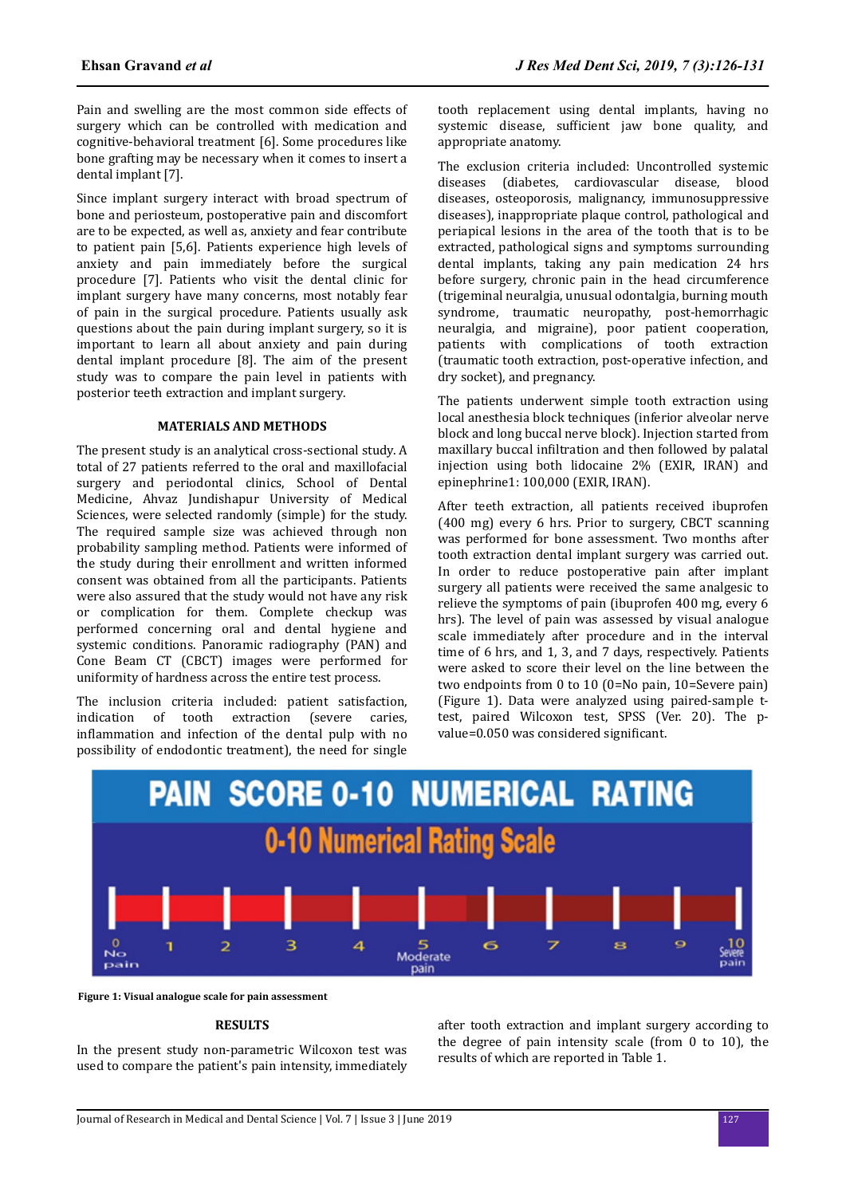Pain and swelling are the most common side effects of surgery which can be controlled with medication and cognitive-behavioral treatment [6]. Some procedures like bone grafting may be necessary when it comes to insert a dental implant [7].

Since implant surgery interact with broad spectrum of bone and periosteum, postoperative pain and discomfort are to be expected, as well as, anxiety and fear contribute to patient pain [5,6]. Patients experience high levels of anxiety and pain immediately before the surgical procedure [7]. Patients who visit the dental clinic for implant surgery have many concerns, most notably fear of pain in the surgical procedure. Patients usually ask questions about the pain during implant surgery, so it is important to learn all about anxiety and pain during dental implant procedure [8]. The aim of the present study was to compare the pain level in patients with posterior teeth extraction and implant surgery.

## MATERIALS AND METHODS

The present study is an analytical cross-sectional study. A total of 27 patients referred to the oral and maxillofacial surgery and periodontal clinics, School of Dental Medicine, Ahvaz Jundishapur University of Medical Sciences, were selected randomly (simple) for the study. The required sample size was achieved through non probability sampling method. Patients were informed of the study during their enrollment and written informed consent was obtained from all the participants. Patients were also assured that the study would not have any risk or complication for them. Complete checkup was performed concerning oral and dental hygiene and systemic conditions. Panoramic radiography (PAN) and Cone Beam CT (CBCT) images were performed for uniformity of hardness across the entire test process.

The inclusion criteria included: patient satisfaction, indication of tooth extraction (severe caries, inflammation and infection of the dental pulp with no possibility of endodontic treatment), the need for single tooth replacement using dental implants, having no systemic disease, sufficient jaw bone quality, and appropriate anatomy.

The exclusion criteria included: Uncontrolled systemic diseases (diabetes, cardiovascular disease, blood diseases, osteoporosis, malignancy, immunosuppressive diseases), inappropriate plaque control, pathological and periapical lesions in the area of the tooth that is to be extracted, pathological signs and symptoms surrounding dental implants, taking any pain medication 24 hrs before surgery, chronic pain in the head circumference (trigeminal neuralgia, unusual odontalgia, burning mouth syndrome, traumatic neuropathy, post-hemorrhagic neuralgia, and migraine), poor patient cooperation, patients with complications of tooth extraction (traumatic tooth extraction, post-operative infection, and dry socket), and pregnancy.

The patients underwent simple tooth extraction using local anesthesia block techniques (inferior alveolar nerve block and long buccal nerve block). Injection started from maxillary buccal infiltration and then followed by palatal injection using both lidocaine 2% (EXIR, IRAN) and epinephrine1: 100,000 (EXIR, IRAN).

After teeth extraction, all patients received ibuprofen (400 mg) every 6 hrs. Prior to surgery, CBCT scanning was performed for bone assessment. Two months after tooth extraction dental implant surgery was carried out. In order to reduce postoperative pain after implant surgery all patients were received the same analgesic to relieve the symptoms of pain (ibuprofen 400 mg, every 6 hrs). The level of pain was assessed by visual analogue scale immediately after procedure and in the interval time of 6 hrs, and 1, 3, and 7 days, respectively. Patients were asked to score their level on the line between the two endpoints from 0 to 10 (0=No pain, 10=Severe pain) (Figure 1). Data were analyzed using paired-sample t-test, paired Wilcoxon test, SPSS (Ver. 20). The p-value=0.050 was considered significant.

**PAIN SCORE 0-10 NUMERICAL RATING**

**0-10 Numerical Rating Scale**

0 No pain | 1 | 2 | 3 | 4 | 5 Moderate pain | 6 | 7 | 8 | 9 | 10 Severe pain

**Figure 1: Visual analogue scale for pain assessment**

## RESULTS

In the present study non-parametric Wilcoxon test was used to compare the patient's pain intensity, immediately after tooth extraction and implant surgery according to the degree of pain intensity scale (from 0 to 10), the results of which are reported in Table 1.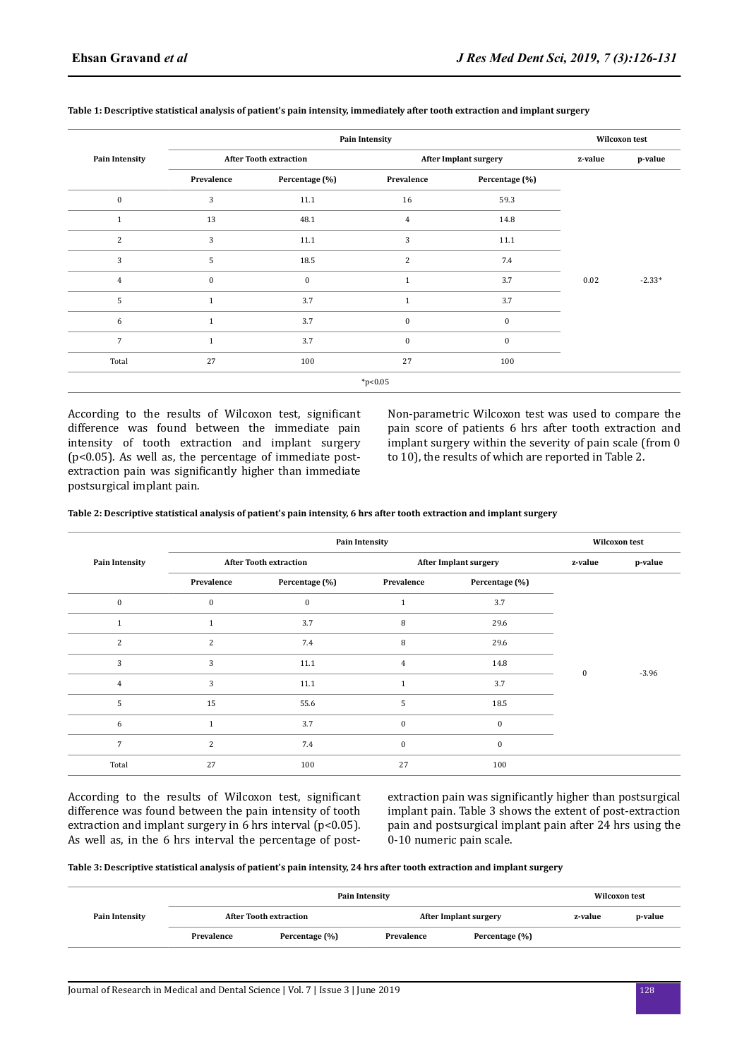**Table 1: Descriptive statistical analysis of patient's pain intensity, immediately after tooth extraction and implant surgery**

| Pain Intensity | Pain Intensity | | | | Wilcoxon test | |
|---|---|---|---|---|---|---|
| | After Tooth extraction | | After Implant surgery | | z-value | p-value |
| | Prevalence | Percentage (%) | Prevalence | Percentage (%) | | |
| 0 | 3 | 11.1 | 16 | 59.3 | 0.02 | -2.33* |
| 1 | 13 | 48.1 | 4 | 14.8 | | |
| 2 | 3 | 11.1 | 3 | 11.1 | | |
| 3 | 5 | 18.5 | 2 | 7.4 | | |
| 4 | 0 | 0 | 1 | 3.7 | | |
| 5 | 1 | 3.7 | 1 | 3.7 | | |
| 6 | 1 | 3.7 | 0 | 0 | | |
| 7 | 1 | 3.7 | 0 | 0 | | |
| Total | 27 | 100 | 27 | 100 | | |

*p<0.05

According to the results of Wilcoxon test, significant difference was found between the immediate pain intensity of tooth extraction and implant surgery ($p<0.05$). As well as, the percentage of immediate post-extraction pain was significantly higher than immediate postsurgical implant pain.

Non-parametric Wilcoxon test was used to compare the pain score of patients 6 hrs after tooth extraction and implant surgery within the severity of pain scale (from 0 to 10), the results of which are reported in Table 2.

**Table 2: Descriptive statistical analysis of patient's pain intensity, 6 hrs after tooth extraction and implant surgery**

| Pain Intensity | Pain Intensity | | | | Wilcoxon test | |
|---|---|---|---|---|---|---|
| | After Tooth extraction | | After Implant surgery | | z-value | p-value |
| | Prevalence | Percentage (%) | Prevalence | Percentage (%) | | |
| 0 | 0 | 0 | 1 | 3.7 | 0 | -3.96 |
| 1 | 1 | 3.7 | 8 | 29.6 | | |
| 2 | 2 | 7.4 | 8 | 29.6 | | |
| 3 | 3 | 11.1 | 4 | 14.8 | | |
| 4 | 3 | 11.1 | 1 | 3.7 | | |
| 5 | 15 | 55.6 | 5 | 18.5 | | |
| 6 | 1 | 3.7 | 0 | 0 | | |
| 7 | 2 | 7.4 | 0 | 0 | | |
| Total | 27 | 100 | 27 | 100 | | |

According to the results of Wilcoxon test, significant difference was found between the pain intensity of tooth extraction and implant surgery in 6 hrs interval ($p<0.05$). As well as, in the 6 hrs interval the percentage of post-extraction pain was significantly higher than postsurgical implant pain. Table 3 shows the extent of post-extraction pain and postsurgical implant pain after 24 hrs using the 0-10 numeric pain scale.

**Table 3: Descriptive statistical analysis of patient's pain intensity, 24 hrs after tooth extraction and implant surgery**

| Pain Intensity | Pain Intensity | | | | Wilcoxon test | |
|---|---|---|---|---|---|---|
| | After Tooth extraction | | After Implant surgery | | z-value | p-value |
| | Prevalence | Percentage (%) | Prevalence | Percentage (%) | | |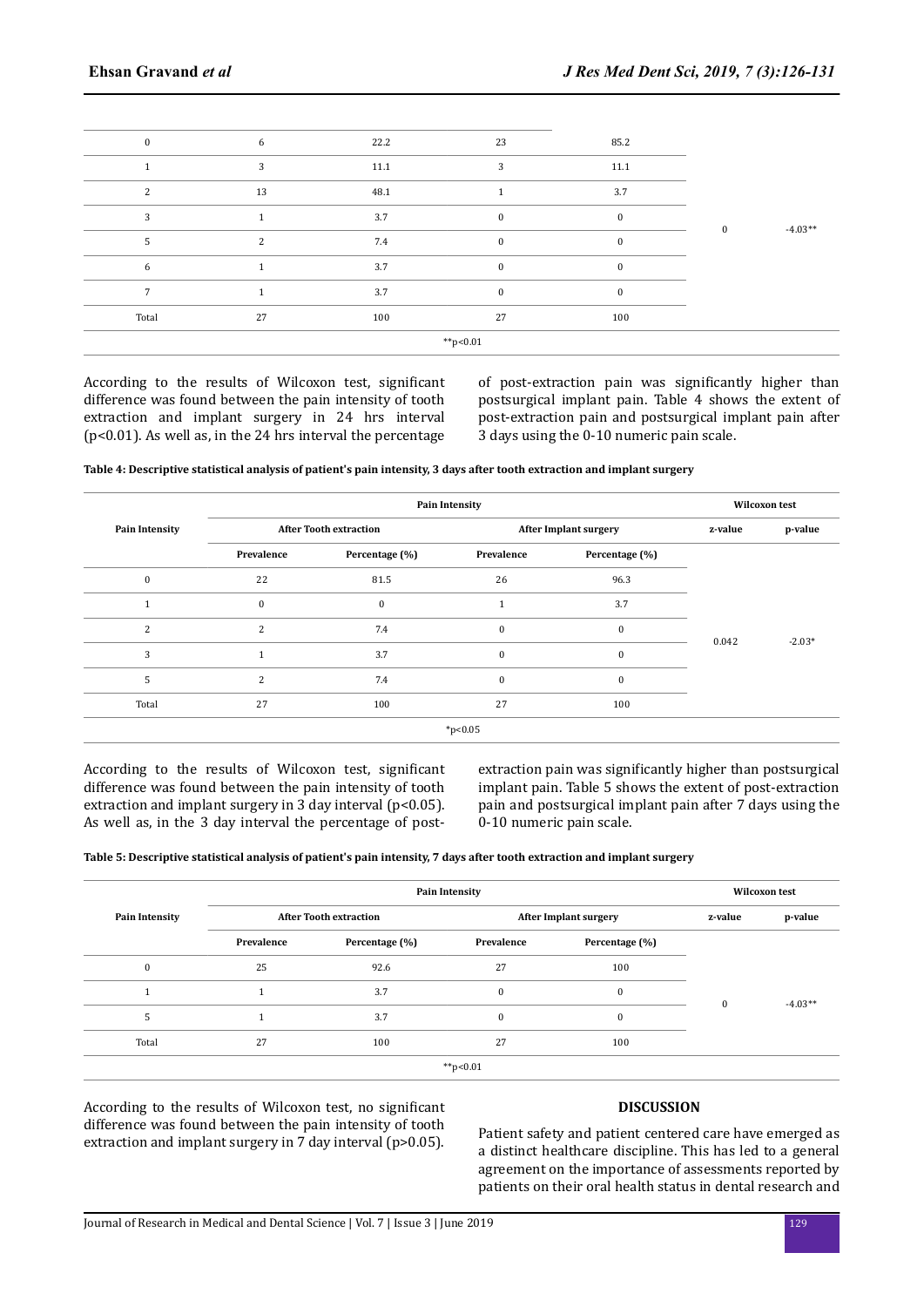| | | | | | | |
|---|---|---|---|---|---|---|
| 0 | 6 | 22.2 | 23 | 85.2 | 0 | -4.03** |
| 1 | 3 | 11.1 | 3 | 11.1 | | |
| 2 | 13 | 48.1 | 1 | 3.7 | | |
| 3 | 1 | 3.7 | 0 | 0 | | |
| 5 | 2 | 7.4 | 0 | 0 | | |
| 6 | 1 | 3.7 | 0 | 0 | | |
| 7 | 1 | 3.7 | 0 | 0 | | |
| Total | 27 | 100 | 27 | 100 | | |
| **p<0.01 | | | | | | |

According to the results of Wilcoxon test, significant difference was found between the pain intensity of tooth extraction and implant surgery in 24 hrs interval ($p<0.01$). As well as, in the 24 hrs interval the percentage of post-extraction pain was significantly higher than postsurgical implant pain. Table 4 shows the extent of post-extraction pain and postsurgical implant pain after 3 days using the 0-10 numeric pain scale.

**Table 4: Descriptive statistical analysis of patient's pain intensity, 3 days after tooth extraction and implant surgery**

| Pain Intensity | Pain Intensity | | | | Wilcoxon test | |
|---|---|---|---|---|---|---|
| | After Tooth extraction | | After Implant surgery | | z-value | p-value |
| | Prevalence | Percentage (%) | Prevalence | Percentage (%) | | |
| 0 | 22 | 81.5 | 26 | 96.3 | 0.042 | -2.03* |
| 1 | 0 | 0 | 1 | 3.7 | | |
| 2 | 2 | 7.4 | 0 | 0 | | |
| 3 | 1 | 3.7 | 0 | 0 | | |
| 5 | 2 | 7.4 | 0 | 0 | | |
| Total | 27 | 100 | 27 | 100 | | |
| *p<0.05 | | | | | | |

According to the results of Wilcoxon test, significant difference was found between the pain intensity of tooth extraction and implant surgery in 3 day interval ($p<0.05$). As well as, in the 3 day interval the percentage of post-extraction pain was significantly higher than postsurgical implant pain. Table 5 shows the extent of post-extraction pain and postsurgical implant pain after 7 days using the 0-10 numeric pain scale.

**Table 5: Descriptive statistical analysis of patient's pain intensity, 7 days after tooth extraction and implant surgery**

| Pain Intensity | Pain Intensity | | | | Wilcoxon test | |
|---|---|---|---|---|---|---|
| | After Tooth extraction | | After Implant surgery | | z-value | p-value |
| | Prevalence | Percentage (%) | Prevalence | Percentage (%) | | |
| 0 | 25 | 92.6 | 27 | 100 | 0 | -4.03** |
| 1 | 1 | 3.7 | 0 | 0 | | |
| 5 | 1 | 3.7 | 0 | 0 | | |
| Total | 27 | 100 | 27 | 100 | | |
| **p<0.01 | | | | | | |

According to the results of Wilcoxon test, no significant difference was found between the pain intensity of tooth extraction and implant surgery in 7 day interval ($p>0.05$).

## DISCUSSION

Patient safety and patient centered care have emerged as a distinct healthcare discipline. This has led to a general agreement on the importance of assessments reported by patients on their oral health status in dental research and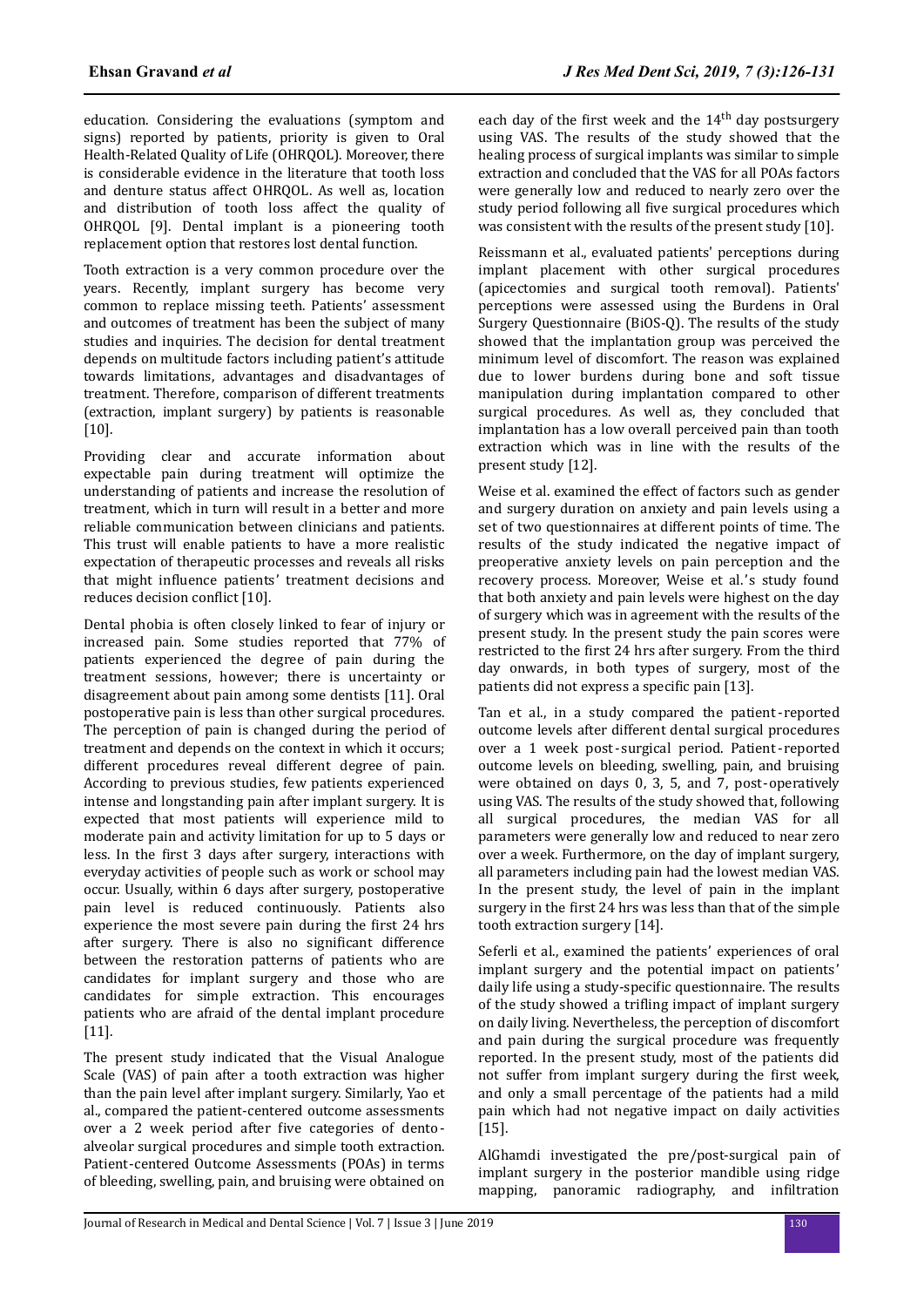education. Considering the evaluations (symptom and signs) reported by patients, priority is given to Oral Health-Related Quality of Life (OHRQOL). Moreover, there is considerable evidence in the literature that tooth loss and denture status affect OHRQOL. As well as, location and distribution of tooth loss affect the quality of OHRQOL [9]. Dental implant is a pioneering tooth replacement option that restores lost dental function.

Tooth extraction is a very common procedure over the years. Recently, implant surgery has become very common to replace missing teeth. Patients' assessment and outcomes of treatment has been the subject of many studies and inquiries. The decision for dental treatment depends on multitude factors including patient's attitude towards limitations, advantages and disadvantages of treatment. Therefore, comparison of different treatments (extraction, implant surgery) by patients is reasonable [10].

Providing clear and accurate information about expectable pain during treatment will optimize the understanding of patients and increase the resolution of treatment, which in turn will result in a better and more reliable communication between clinicians and patients. This trust will enable patients to have a more realistic expectation of therapeutic processes and reveals all risks that might influence patients' treatment decisions and reduces decision conflict [10].

Dental phobia is often closely linked to fear of injury or increased pain. Some studies reported that 77% of patients experienced the degree of pain during the treatment sessions, however; there is uncertainty or disagreement about pain among some dentists [11]. Oral postoperative pain is less than other surgical procedures. The perception of pain is changed during the period of treatment and depends on the context in which it occurs; different procedures reveal different degree of pain. According to previous studies, few patients experienced intense and longstanding pain after implant surgery. It is expected that most patients will experience mild to moderate pain and activity limitation for up to 5 days or less. In the first 3 days after surgery, interactions with everyday activities of people such as work or school may occur. Usually, within 6 days after surgery, postoperative pain level is reduced continuously. Patients also experience the most severe pain during the first 24 hrs after surgery. There is also no significant difference between the restoration patterns of patients who are candidates for implant surgery and those who are candidates for simple extraction. This encourages patients who are afraid of the dental implant procedure [11].

The present study indicated that the Visual Analogue Scale (VAS) of pain after a tooth extraction was higher than the pain level after implant surgery. Similarly, Yao et al., compared the patient-centered outcome assessments over a 2 week period after five categories of dento-alveolar surgical procedures and simple tooth extraction. Patient-centered Outcome Assessments (POAs) in terms of bleeding, swelling, pain, and bruising were obtained on each day of the first week and the 14th day postsurgery using VAS. The results of the study showed that the healing process of surgical implants was similar to simple extraction and concluded that the VAS for all POAs factors were generally low and reduced to nearly zero over the study period following all five surgical procedures which was consistent with the results of the present study [10].

Reissmann et al., evaluated patients' perceptions during implant placement with other surgical procedures (apicectomies and surgical tooth removal). Patients' perceptions were assessed using the Burdens in Oral Surgery Questionnaire (BiOS-Q). The results of the study showed that the implantation group was perceived the minimum level of discomfort. The reason was explained due to lower burdens during bone and soft tissue manipulation during implantation compared to other surgical procedures. As well as, they concluded that implantation has a low overall perceived pain than tooth extraction which was in line with the results of the present study [12].

Weise et al. examined the effect of factors such as gender and surgery duration on anxiety and pain levels using a set of two questionnaires at different points of time. The results of the study indicated the negative impact of preoperative anxiety levels on pain perception and the recovery process. Moreover, Weise et al.'s study found that both anxiety and pain levels were highest on the day of surgery which was in agreement with the results of the present study. In the present study the pain scores were restricted to the first 24 hrs after surgery. From the third day onwards, in both types of surgery, most of the patients did not express a specific pain [13].

Tan et al., in a study compared the patient-reported outcome levels after different dental surgical procedures over a 1 week post-surgical period. Patient-reported outcome levels on bleeding, swelling, pain, and bruising were obtained on days 0, 3, 5, and 7, post-operatively using VAS. The results of the study showed that, following all surgical procedures, the median VAS for all parameters were generally low and reduced to near zero over a week. Furthermore, on the day of implant surgery, all parameters including pain had the lowest median VAS. In the present study, the level of pain in the implant surgery in the first 24 hrs was less than that of the simple tooth extraction surgery [14].

Seferli et al., examined the patients' experiences of oral implant surgery and the potential impact on patients' daily life using a study-specific questionnaire. The results of the study showed a trifling impact of implant surgery on daily living. Nevertheless, the perception of discomfort and pain during the surgical procedure was frequently reported. In the present study, most of the patients did not suffer from implant surgery during the first week, and only a small percentage of the patients had a mild pain which had not negative impact on daily activities [15].

AlGhamdi investigated the pre/post-surgical pain of implant surgery in the posterior mandible using ridge mapping, panoramic radiography, and infiltration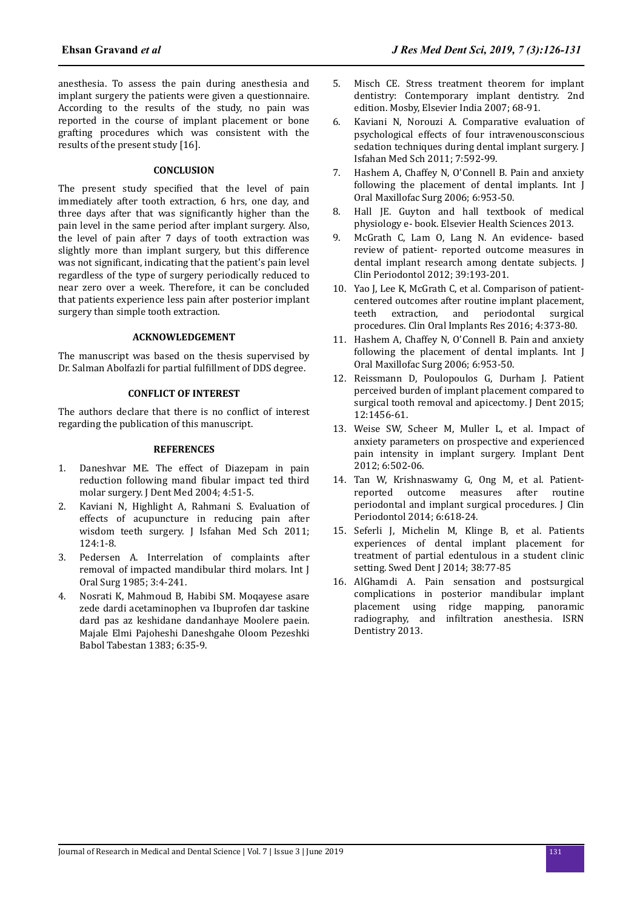anesthesia. To assess the pain during anesthesia and implant surgery the patients were given a questionnaire. According to the results of the study, no pain was reported in the course of implant placement or bone grafting procedures which was consistent with the results of the present study [16].

## CONCLUSION

The present study specified that the level of pain immediately after tooth extraction, 6 hrs, one day, and three days after that was significantly higher than the pain level in the same period after implant surgery. Also, the level of pain after 7 days of tooth extraction was slightly more than implant surgery, but this difference was not significant, indicating that the patient's pain level regardless of the type of surgery periodically reduced to near zero over a week. Therefore, it can be concluded that patients experience less pain after posterior implant surgery than simple tooth extraction.

## ACKNOWLEDGEMENT

The manuscript was based on the thesis supervised by Dr. Salman Abolfazli for partial fulfillment of DDS degree.

## CONFLICT OF INTEREST

The authors declare that there is no conflict of interest regarding the publication of this manuscript.

## REFERENCES

1. Daneshvar ME. The effect of Diazepam in pain reduction following mand fibular impact ted third molar surgery. J Dent Med 2004; 4:51-5.
2. Kaviani N, Highlight A, Rahmani S. Evaluation of effects of acupuncture in reducing pain after wisdom teeth surgery. J Isfahan Med Sch 2011; 124:1-8.
3. Pedersen A. Interrelation of complaints after removal of impacted mandibular third molars. Int J Oral Surg 1985; 3:4-241.
4. Nosrati K, Mahmoud B, Habibi SM. Moqayese asare zede dardi acetaminophen va Ibuprofen dar taskine dard pas az keshidane dandanhaye Moolere paein. Majale Elmi Pajoheshi Daneshgahe Oloom Pezeshki Babol Tabestan 1383; 6:35-9.
5. Misch CE. Stress treatment theorem for implant dentistry: Contemporary implant dentistry. 2nd edition. Mosby, Elsevier India 2007; 68-91.
6. Kaviani N, Norouzi A. Comparative evaluation of psychological effects of four intravenousconscious sedation techniques during dental implant surgery. J Isfahan Med Sch 2011; 7:592-99.
7. Hashem A, Chaffey N, O'Connell B. Pain and anxiety following the placement of dental implants. Int J Oral Maxillofac Surg 2006; 6:953-50.
8. Hall JE. Guyton and hall textbook of medical physiology e- book. Elsevier Health Sciences 2013.
9. McGrath C, Lam O, Lang N. An evidence- based review of patient- reported outcome measures in dental implant research among dentate subjects. J Clin Periodontol 2012; 39:193-201.
10. Yao J, Lee K, McGrath C, et al. Comparison of patient-centered outcomes after routine implant placement, teeth extraction, and periodontal surgical procedures. Clin Oral Implants Res 2016; 4:373-80.
11. Hashem A, Chaffey N, O'Connell B. Pain and anxiety following the placement of dental implants. Int J Oral Maxillofac Surg 2006; 6:953-50.
12. Reissmann D, Poulopoulos G, Durham J. Patient perceived burden of implant placement compared to surgical tooth removal and apicectomy. J Dent 2015; 12:1456-61.
13. Weise SW, Scheer M, Muller L, et al. Impact of anxiety parameters on prospective and experienced pain intensity in implant surgery. Implant Dent 2012; 6:502-06.
14. Tan W, Krishnaswamy G, Ong M, et al. Patient-reported outcome measures after routine periodontal and implant surgical procedures. J Clin Periodontol 2014; 6:618-24.
15. Seferli J, Michelin M, Klinge B, et al. Patients experiences of dental implant placement for treatment of partial edentulous in a student clinic setting. Swed Dent J 2014; 38:77-85
16. AlGhamdi A. Pain sensation and postsurgical complications in posterior mandibular implant placement using ridge mapping, panoramic radiography, and infiltration anesthesia. ISRN Dentistry 2013.